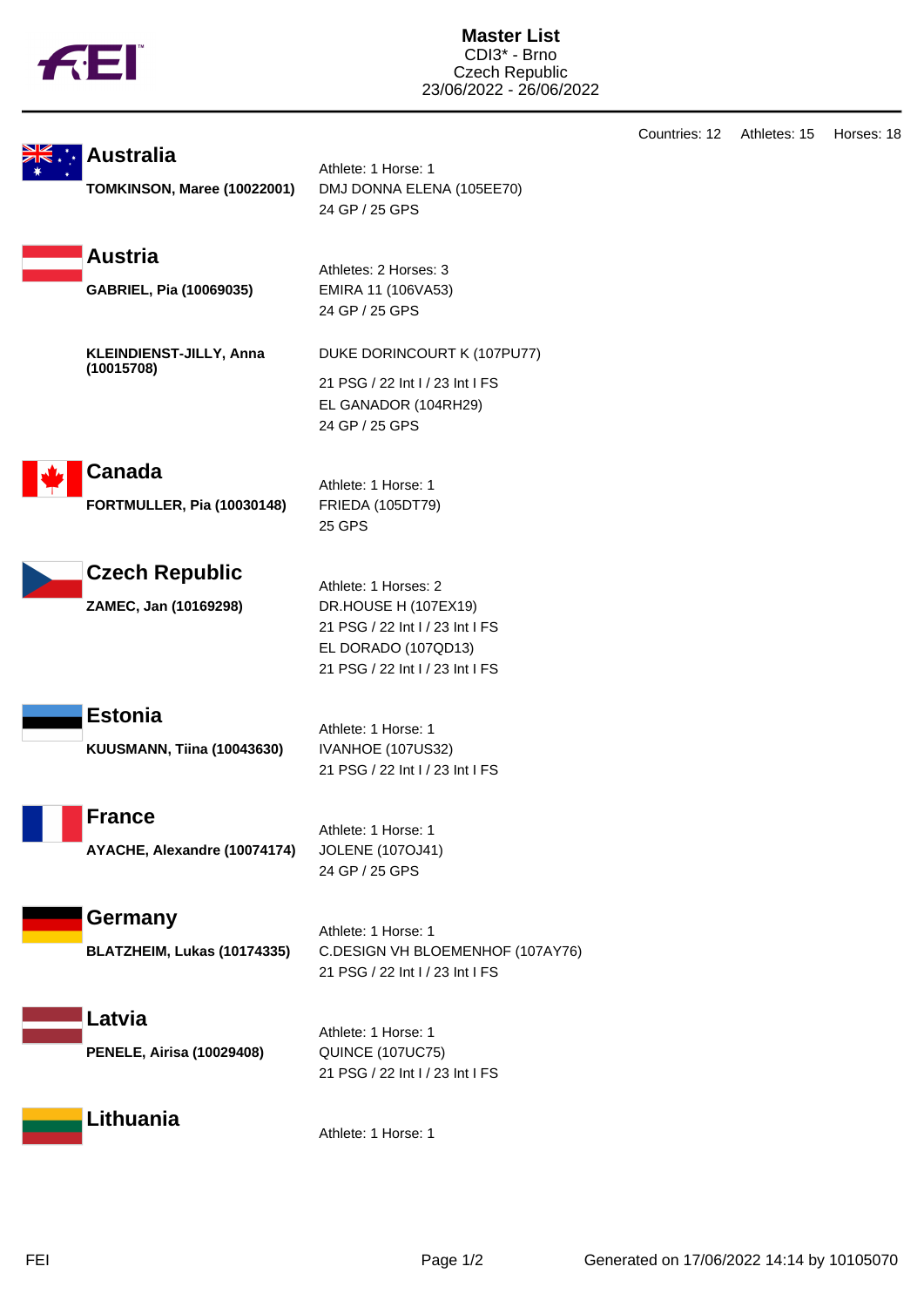# Master List

CDI3* - Brno
Czech Republic
23/06/2022 - 26/06/2022

Countries: 12 Athletes: 15 Horses: 18

## Australia

Athlete: 1 Horse: 1

**TOMKINSON, Maree (10022001)**
DMJ DONNA ELENA (105EE70)
24 GP / 25 GPS

## Austria

Athletes: 2 Horses: 3

**GABRIEL, Pia (10069035)**
EMIRA 11 (106VA53)
24 GP / 25 GPS

**KLEINDIENST-JILLY, Anna (10015708)**
DUKE DORINCOURT K (107PU77)
21 PSG / 22 Int I / 23 Int I FS
EL GANADOR (104RH29)
24 GP / 25 GPS

## Canada

Athlete: 1 Horse: 1

**FORTMULLER, Pia (10030148)**
FRIEDA (105DT79)
25 GPS

## Czech Republic

Athlete: 1 Horses: 2

**ZAMEC, Jan (10169298)**
DR.HOUSE H (107EX19)
21 PSG / 22 Int I / 23 Int I FS
EL DORADO (107QD13)
21 PSG / 22 Int I / 23 Int I FS

## Estonia

Athlete: 1 Horse: 1

**KUUSMANN, Tiina (10043630)**
IVANHOE (107US32)
21 PSG / 22 Int I / 23 Int I FS

## France

Athlete: 1 Horse: 1

**AYACHE, Alexandre (10074174)**
JOLENE (107OJ41)
24 GP / 25 GPS

## Germany

Athlete: 1 Horse: 1

**BLATZHEIM, Lukas (10174335)**
C.DESIGN VH BLOEMENHOF (107AY76)
21 PSG / 22 Int I / 23 Int I FS

## Latvia

Athlete: 1 Horse: 1

**PENELE, Airisa (10029408)**
QUINCE (107UC75)
21 PSG / 22 Int I / 23 Int I FS

## Lithuania

Athlete: 1 Horse: 1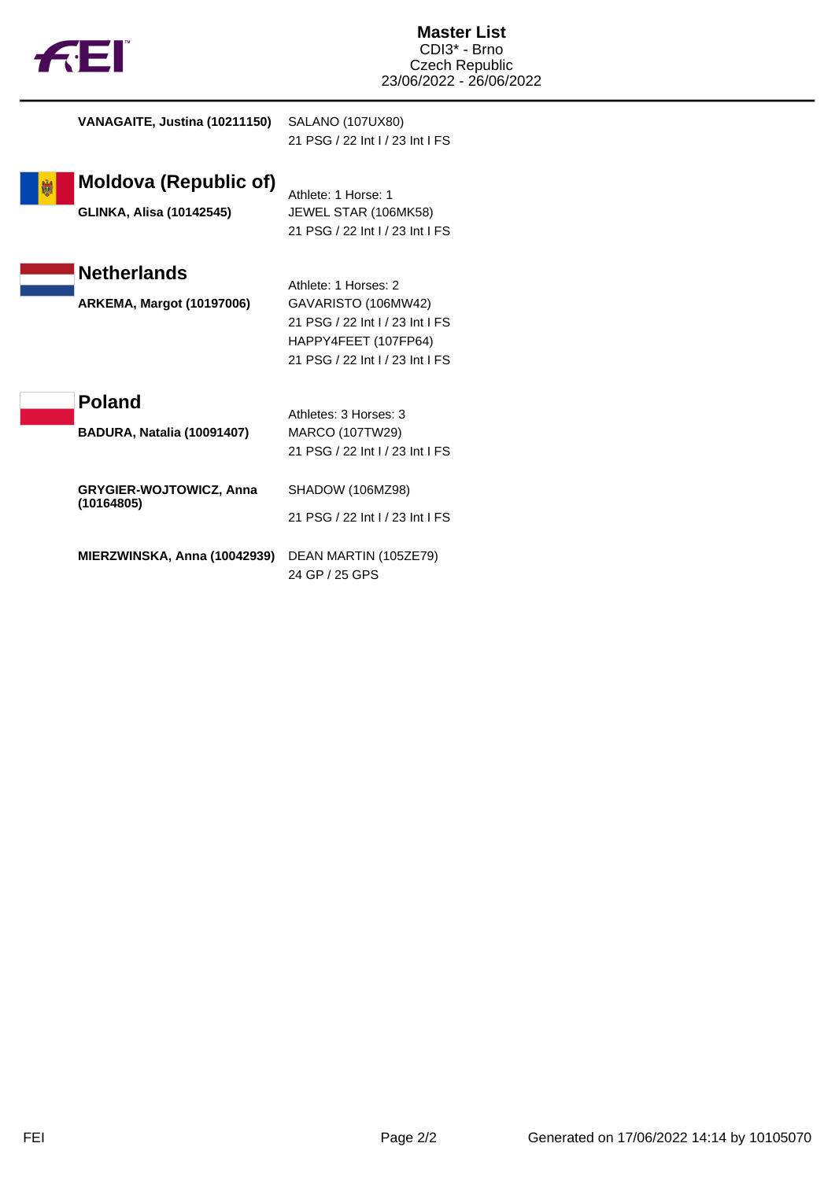**VANAGAITE, Justina (10211150)** SALANO (107UX80)
21 PSG / 22 Int I / 23 Int I FS

## Moldova (Republic of)

Athlete: 1 Horse: 1

**GLINKA, Alisa (10142545)** JEWEL STAR (106MK58)
21 PSG / 22 Int I / 23 Int I FS

## Netherlands

Athlete: 1 Horses: 2

**ARKEMA, Margot (10197006)** GAVARISTO (106MW42)
21 PSG / 22 Int I / 23 Int I FS
HAPPY4FEET (107FP64)
21 PSG / 22 Int I / 23 Int I FS

## Poland

Athletes: 3 Horses: 3

**BADURA, Natalia (10091407)** MARCO (107TW29)
21 PSG / 22 Int I / 23 Int I FS

**GRYGIER-WOJTOWICZ, Anna (10164805)** SHADOW (106MZ98)
21 PSG / 22 Int I / 23 Int I FS

**MIERZWINSKA, Anna (10042939)** DEAN MARTIN (105ZE79)
24 GP / 25 GPS